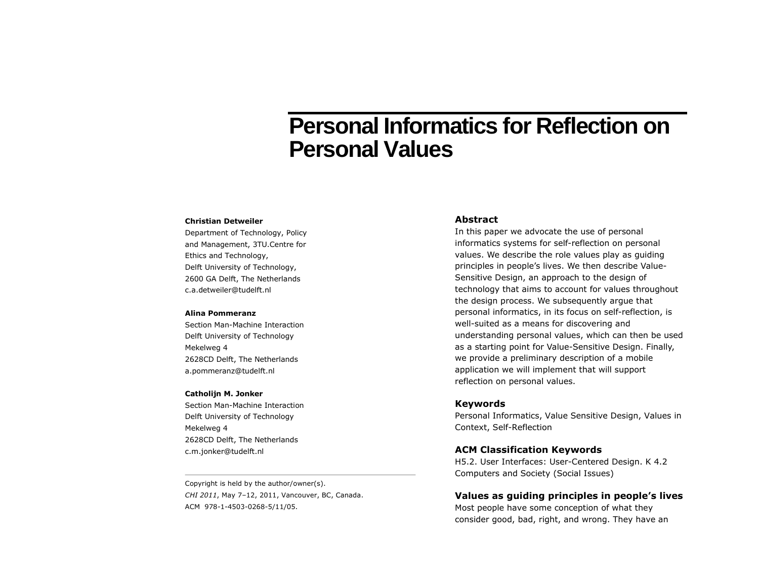# Personal Informatics for Reflection on Personal Values

**Christian Detweiler**
Department of Technology, Policy and Management, 3TU.Centre for Ethics and Technology,
Delft University of Technology,
2600 GA Delft, The Netherlands
c.a.detweiler@tudelft.nl

**Alina Pommeranz**
Section Man-Machine Interaction
Delft University of Technology
Mekelweg 4
2628CD Delft, The Netherlands
a.pommeranz@tudelft.nl

**Catholijn M. Jonker**
Section Man-Machine Interaction
Delft University of Technology
Mekelweg 4
2628CD Delft, The Netherlands
c.m.jonker@tudelft.nl

Copyright is held by the author/owner(s).
*CHI 2011*, May 7–12, 2011, Vancouver, BC, Canada.
ACM 978-1-4503-0268-5/11/05.

## Abstract

In this paper we advocate the use of personal informatics systems for self-reflection on personal values. We describe the role values play as guiding principles in people's lives. We then describe Value-Sensitive Design, an approach to the design of technology that aims to account for values throughout the design process. We subsequently argue that personal informatics, in its focus on self-reflection, is well-suited as a means for discovering and understanding personal values, which can then be used as a starting point for Value-Sensitive Design. Finally, we provide a preliminary description of a mobile application we will implement that will support reflection on personal values.

## Keywords

Personal Informatics, Value Sensitive Design, Values in Context, Self-Reflection

## ACM Classification Keywords

H5.2. User Interfaces: User-Centered Design. K 4.2 Computers and Society (Social Issues)

## Values as guiding principles in people's lives

Most people have some conception of what they consider good, bad, right, and wrong. They have an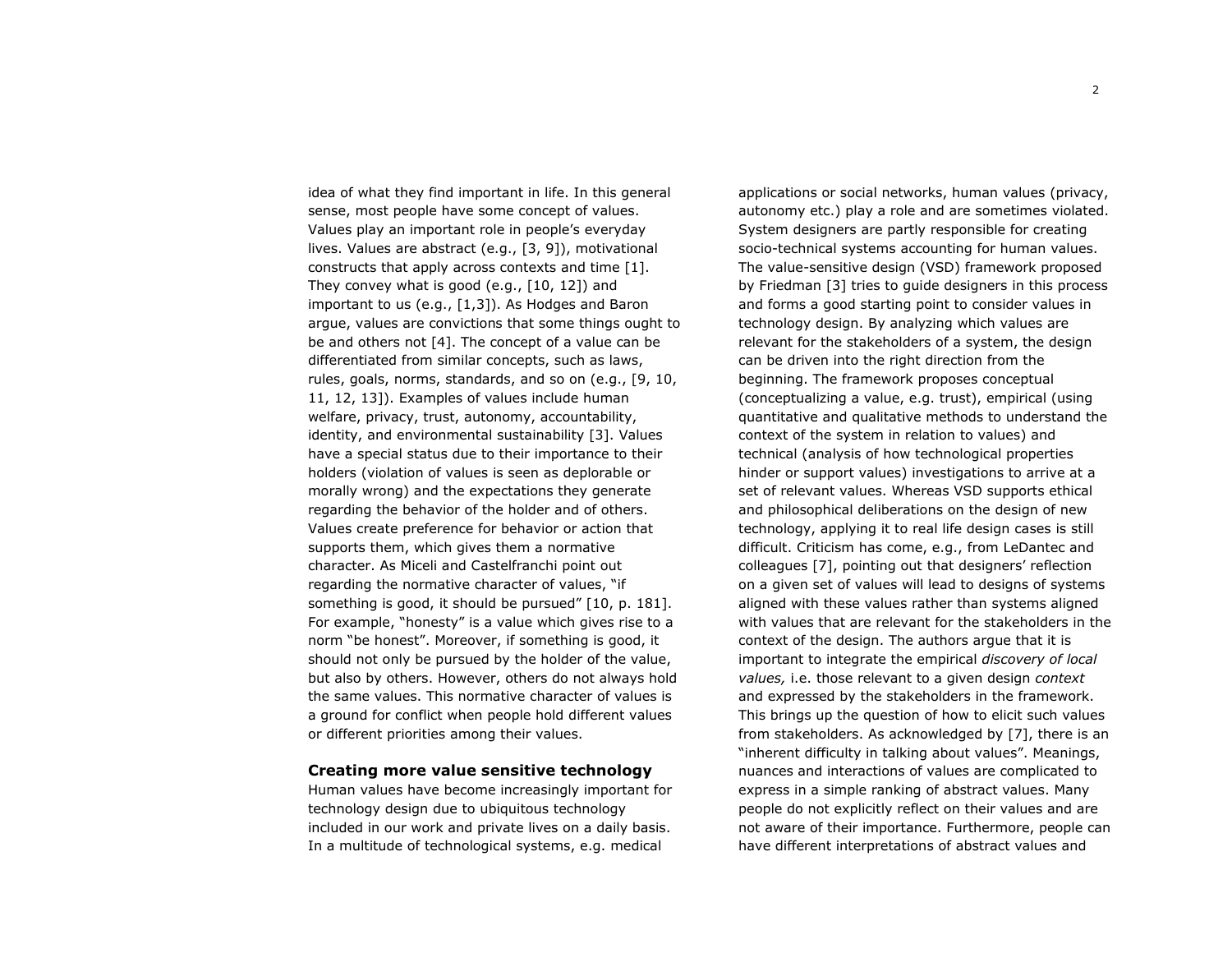idea of what they find important in life. In this general sense, most people have some concept of values. Values play an important role in people's everyday lives. Values are abstract (e.g., [3, 9]), motivational constructs that apply across contexts and time [1]. They convey what is good (e.g., [10, 12]) and important to us (e.g., [1,3]). As Hodges and Baron argue, values are convictions that some things ought to be and others not [4]. The concept of a value can be differentiated from similar concepts, such as laws, rules, goals, norms, standards, and so on (e.g., [9, 10, 11, 12, 13]). Examples of values include human welfare, privacy, trust, autonomy, accountability, identity, and environmental sustainability [3]. Values have a special status due to their importance to their holders (violation of values is seen as deplorable or morally wrong) and the expectations they generate regarding the behavior of the holder and of others. Values create preference for behavior or action that supports them, which gives them a normative character. As Miceli and Castelfranchi point out regarding the normative character of values, "if something is good, it should be pursued" [10, p. 181]. For example, "honesty" is a value which gives rise to a norm "be honest". Moreover, if something is good, it should not only be pursued by the holder of the value, but also by others. However, others do not always hold the same values. This normative character of values is a ground for conflict when people hold different values or different priorities among their values.

## Creating more value sensitive technology

Human values have become increasingly important for technology design due to ubiquitous technology included in our work and private lives on a daily basis. In a multitude of technological systems, e.g. medical applications or social networks, human values (privacy, autonomy etc.) play a role and are sometimes violated. System designers are partly responsible for creating socio-technical systems accounting for human values. The value-sensitive design (VSD) framework proposed by Friedman [3] tries to guide designers in this process and forms a good starting point to consider values in technology design. By analyzing which values are relevant for the stakeholders of a system, the design can be driven into the right direction from the beginning. The framework proposes conceptual (conceptualizing a value, e.g. trust), empirical (using quantitative and qualitative methods to understand the context of the system in relation to values) and technical (analysis of how technological properties hinder or support values) investigations to arrive at a set of relevant values. Whereas VSD supports ethical and philosophical deliberations on the design of new technology, applying it to real life design cases is still difficult. Criticism has come, e.g., from LeDantec and colleagues [7], pointing out that designers' reflection on a given set of values will lead to designs of systems aligned with these values rather than systems aligned with values that are relevant for the stakeholders in the context of the design. The authors argue that it is important to integrate the empirical *discovery of local values,* i.e. those relevant to a given design *context* and expressed by the stakeholders in the framework. This brings up the question of how to elicit such values from stakeholders. As acknowledged by [7], there is an "inherent difficulty in talking about values". Meanings, nuances and interactions of values are complicated to express in a simple ranking of abstract values. Many people do not explicitly reflect on their values and are not aware of their importance. Furthermore, people can have different interpretations of abstract values and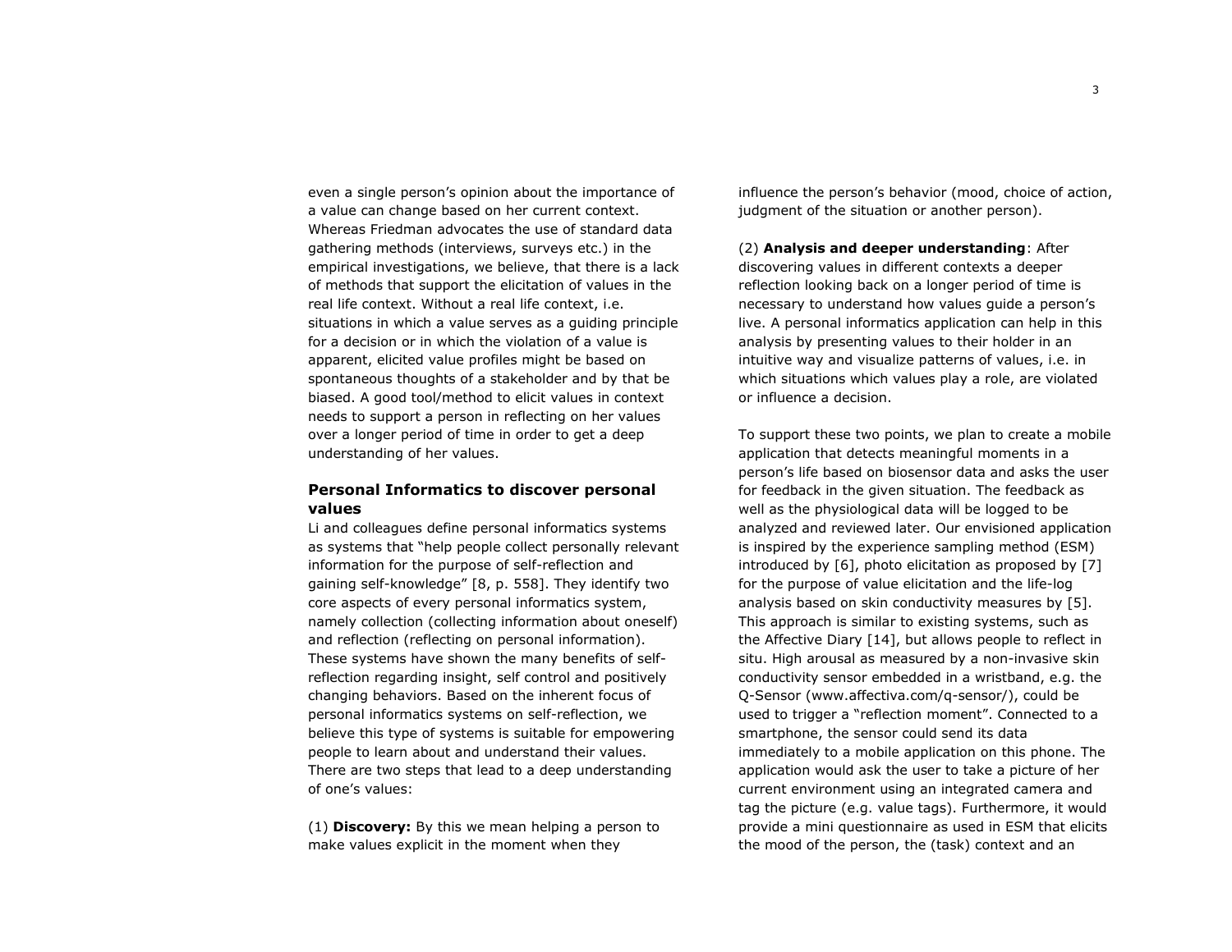even a single person's opinion about the importance of a value can change based on her current context. Whereas Friedman advocates the use of standard data gathering methods (interviews, surveys etc.) in the empirical investigations, we believe, that there is a lack of methods that support the elicitation of values in the real life context. Without a real life context, i.e. situations in which a value serves as a guiding principle for a decision or in which the violation of a value is apparent, elicited value profiles might be based on spontaneous thoughts of a stakeholder and by that be biased. A good tool/method to elicit values in context needs to support a person in reflecting on her values over a longer period of time in order to get a deep understanding of her values.

## Personal Informatics to discover personal values

Li and colleagues define personal informatics systems as systems that "help people collect personally relevant information for the purpose of self-reflection and gaining self-knowledge" [8, p. 558]. They identify two core aspects of every personal informatics system, namely collection (collecting information about oneself) and reflection (reflecting on personal information). These systems have shown the many benefits of self-reflection regarding insight, self control and positively changing behaviors. Based on the inherent focus of personal informatics systems on self-reflection, we believe this type of systems is suitable for empowering people to learn about and understand their values. There are two steps that lead to a deep understanding of one's values:

(1) **Discovery:** By this we mean helping a person to make values explicit in the moment when they influence the person's behavior (mood, choice of action, judgment of the situation or another person).

(2) **Analysis and deeper understanding**: After discovering values in different contexts a deeper reflection looking back on a longer period of time is necessary to understand how values guide a person's live. A personal informatics application can help in this analysis by presenting values to their holder in an intuitive way and visualize patterns of values, i.e. in which situations which values play a role, are violated or influence a decision.

To support these two points, we plan to create a mobile application that detects meaningful moments in a person's life based on biosensor data and asks the user for feedback in the given situation. The feedback as well as the physiological data will be logged to be analyzed and reviewed later. Our envisioned application is inspired by the experience sampling method (ESM) introduced by [6], photo elicitation as proposed by [7] for the purpose of value elicitation and the life-log analysis based on skin conductivity measures by [5]. This approach is similar to existing systems, such as the Affective Diary [14], but allows people to reflect in situ. High arousal as measured by a non-invasive skin conductivity sensor embedded in a wristband, e.g. the Q-Sensor (www.affectiva.com/q-sensor/), could be used to trigger a "reflection moment". Connected to a smartphone, the sensor could send its data immediately to a mobile application on this phone. The application would ask the user to take a picture of her current environment using an integrated camera and tag the picture (e.g. value tags). Furthermore, it would provide a mini questionnaire as used in ESM that elicits the mood of the person, the (task) context and an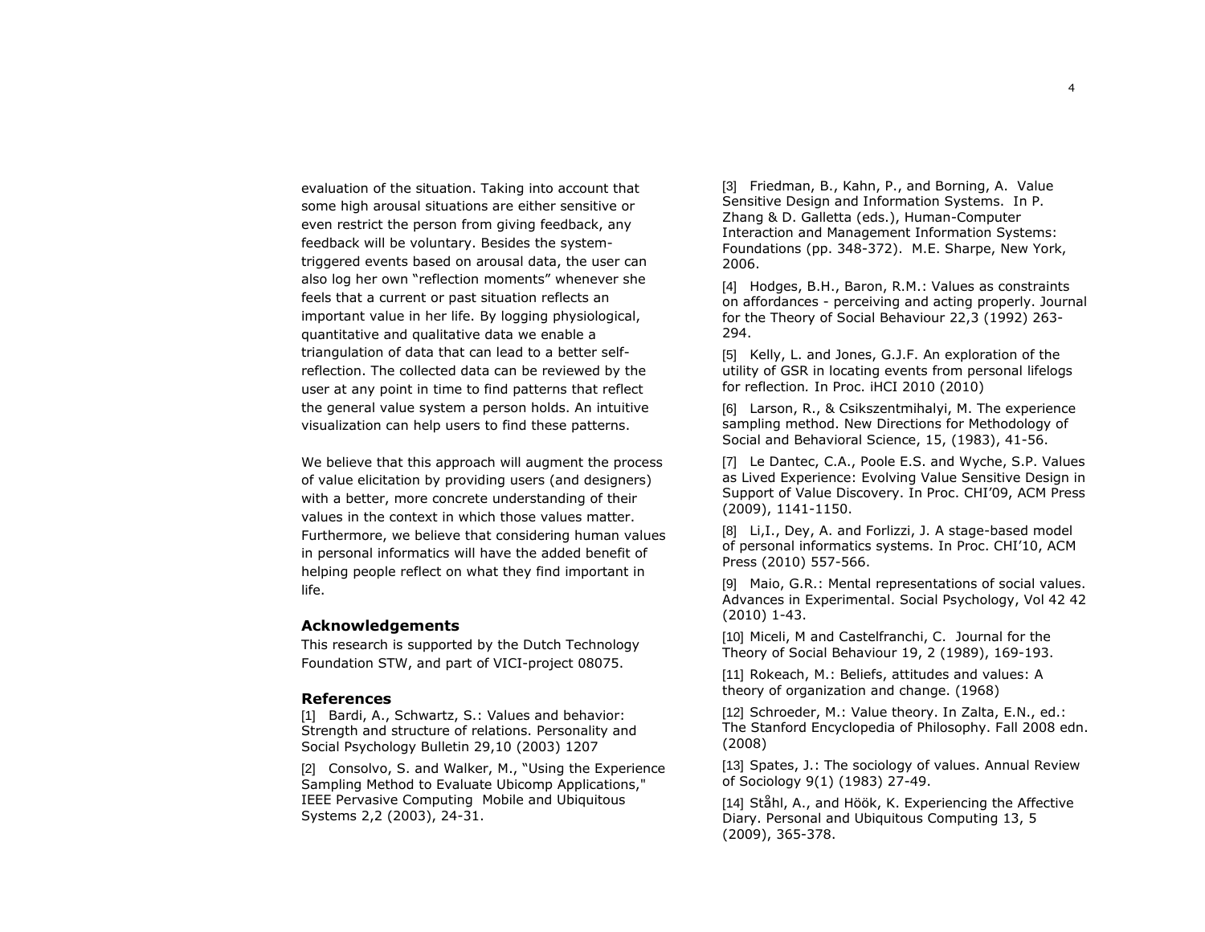evaluation of the situation. Taking into account that some high arousal situations are either sensitive or even restrict the person from giving feedback, any feedback will be voluntary. Besides the system-triggered events based on arousal data, the user can also log her own "reflection moments" whenever she feels that a current or past situation reflects an important value in her life. By logging physiological, quantitative and qualitative data we enable a triangulation of data that can lead to a better self-reflection. The collected data can be reviewed by the user at any point in time to find patterns that reflect the general value system a person holds. An intuitive visualization can help users to find these patterns.

We believe that this approach will augment the process of value elicitation by providing users (and designers) with a better, more concrete understanding of their values in the context in which those values matter. Furthermore, we believe that considering human values in personal informatics will have the added benefit of helping people reflect on what they find important in life.

## Acknowledgements

This research is supported by the Dutch Technology Foundation STW, and part of VICI-project 08075.

## References

[1] Bardi, A., Schwartz, S.: Values and behavior: Strength and structure of relations. Personality and Social Psychology Bulletin 29,10 (2003) 1207

[2] Consolvo, S. and Walker, M., "Using the Experience Sampling Method to Evaluate Ubicomp Applications," IEEE Pervasive Computing Mobile and Ubiquitous Systems 2,2 (2003), 24-31.

[3] Friedman, B., Kahn, P., and Borning, A. Value Sensitive Design and Information Systems. In P. Zhang & D. Galletta (eds.), Human-Computer Interaction and Management Information Systems: Foundations (pp. 348-372). M.E. Sharpe, New York, 2006.

[4] Hodges, B.H., Baron, R.M.: Values as constraints on affordances - perceiving and acting properly. Journal for the Theory of Social Behaviour 22,3 (1992) 263-294.

[5] Kelly, L. and Jones, G.J.F. An exploration of the utility of GSR in locating events from personal lifelogs for reflection. In Proc. iHCI 2010 (2010)

[6] Larson, R., & Csikszentmihalyi, M. The experience sampling method. New Directions for Methodology of Social and Behavioral Science, 15, (1983), 41-56.

[7] Le Dantec, C.A., Poole E.S. and Wyche, S.P. Values as Lived Experience: Evolving Value Sensitive Design in Support of Value Discovery. In Proc. CHI'09, ACM Press (2009), 1141-1150.

[8] Li,I., Dey, A. and Forlizzi, J. A stage-based model of personal informatics systems. In Proc. CHI'10, ACM Press (2010) 557-566.

[9] Maio, G.R.: Mental representations of social values. Advances in Experimental. Social Psychology, Vol 42 42 (2010) 1-43.

[10] Miceli, M and Castelfranchi, C. Journal for the Theory of Social Behaviour 19, 2 (1989), 169-193.

[11] Rokeach, M.: Beliefs, attitudes and values: A theory of organization and change. (1968)

[12] Schroeder, M.: Value theory. In Zalta, E.N., ed.: The Stanford Encyclopedia of Philosophy. Fall 2008 edn. (2008)

[13] Spates, J.: The sociology of values. Annual Review of Sociology 9(1) (1983) 27-49.

[14] Ståhl, A., and Höök, K. Experiencing the Affective Diary. Personal and Ubiquitous Computing 13, 5 (2009), 365-378.